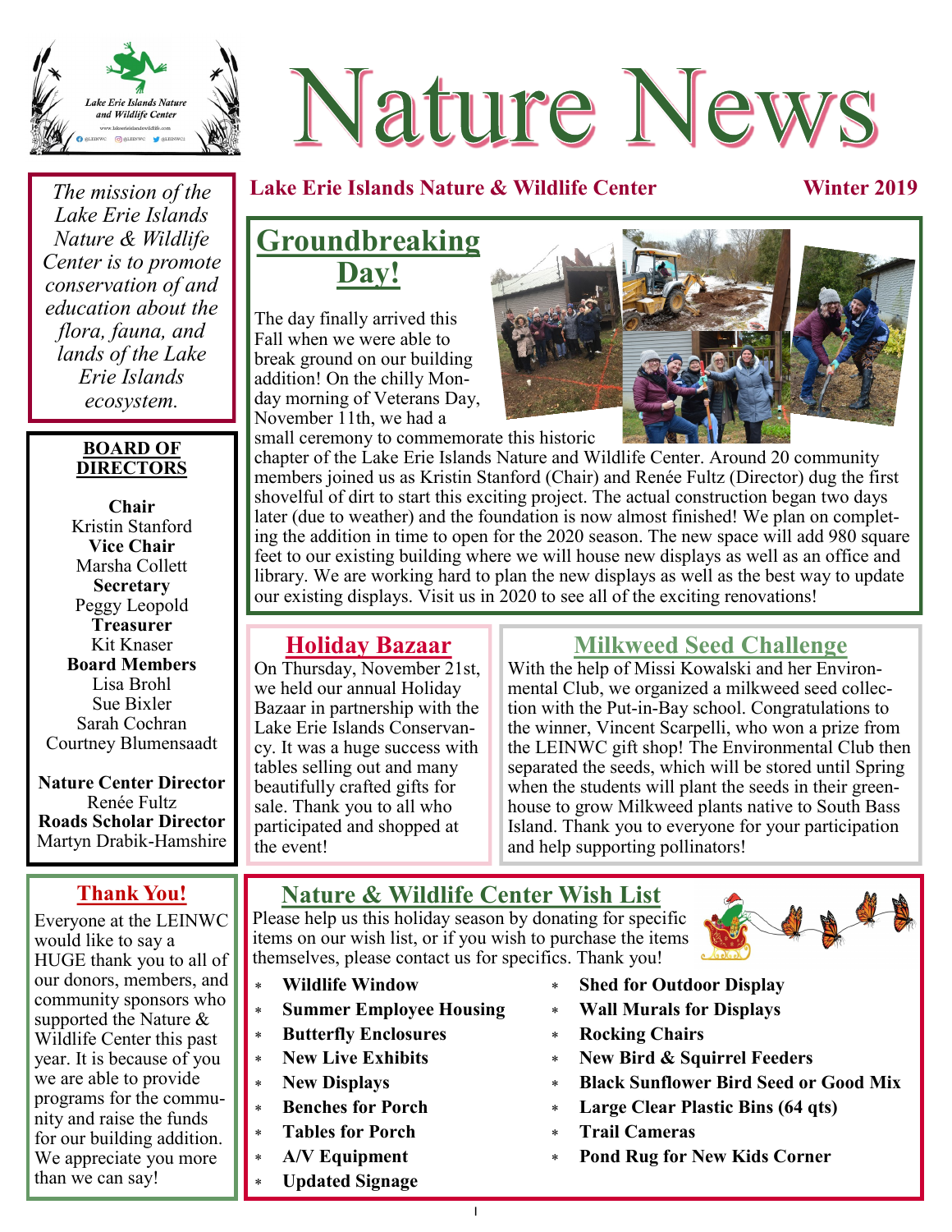# Nature News

**Lake Erie Islands Nature & Wildlife Center** — **Winter 2019**

*The mission of the Lake Erie Islands Nature & Wildlife Center is to promote conservation of and education about the flora, fauna, and lands of the Lake Erie Islands ecosystem.*

**BOARD OF DIRECTORS**

**Chair**
Kristin Stanford
**Vice Chair**
Marsha Collett
**Secretary**
Peggy Leopold
**Treasurer**
Kit Knaser
**Board Members**
Lisa Brohl
Sue Bixler
Sarah Cochran
Courtney Blumensaadt

**Nature Center Director**
Renée Fultz
**Roads Scholar Director**
Martyn Drabik-Hamshire

## Groundbreaking Day!

The day finally arrived this Fall when we were able to break ground on our building addition! On the chilly Monday morning of Veterans Day, November 11th, we had a small ceremony to commemorate this historic chapter of the Lake Erie Islands Nature and Wildlife Center. Around 20 community members joined us as Kristin Stanford (Chair) and Renée Fultz (Director) dug the first shovelful of dirt to start this exciting project. The actual construction began two days later (due to weather) and the foundation is now almost finished! We plan on completing the addition in time to open for the 2020 season. The new space will add 980 square feet to our existing building where we will house new displays as well as an office and library. We are working hard to plan the new displays as well as the best way to update our existing displays. Visit us in 2020 to see all of the exciting renovations!

## Holiday Bazaar

On Thursday, November 21st, we held our annual Holiday Bazaar in partnership with the Lake Erie Islands Conservancy. It was a huge success with tables selling out and many beautifully crafted gifts for sale. Thank you to all who participated and shopped at the event!

## Milkweed Seed Challenge

With the help of Missi Kowalski and her Environmental Club, we organized a milkweed seed collection with the Put-in-Bay school. Congratulations to the winner, Vincent Scarpelli, who won a prize from the LEINWC gift shop! The Environmental Club then separated the seeds, which will be stored until Spring when the students will plant the seeds in their greenhouse to grow Milkweed plants native to South Bass Island. Thank you to everyone for your participation and help supporting pollinators!

## Thank You!

Everyone at the LEINWC would like to say a HUGE thank you to all of our donors, members, and community sponsors who supported the Nature & Wildlife Center this past year. It is because of you we are able to provide programs for the community and raise the funds for our building addition. We appreciate you more than we can say!

## Nature & Wildlife Center Wish List

Please help us this holiday season by donating for specific items on our wish list, or if you wish to purchase the items themselves, please contact us for specifics. Thank you!

- **Wildlife Window**
- **Summer Employee Housing**
- **Butterfly Enclosures**
- **New Live Exhibits**
- **New Displays**
- **Benches for Porch**
- **Tables for Porch**
- **A/V Equipment**
- **Updated Signage**
- **Shed for Outdoor Display**
- **Wall Murals for Displays**
- **Rocking Chairs**
- **New Bird & Squirrel Feeders**
- **Black Sunflower Bird Seed or Good Mix**
- **Large Clear Plastic Bins (64 qts)**
- **Trail Cameras**
- **Pond Rug for New Kids Corner**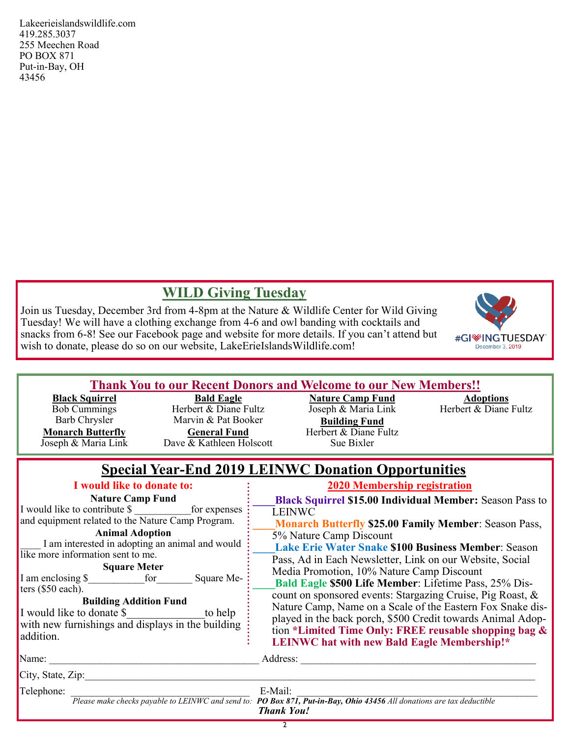Lakeerieislandswildlife.com
419.285.3037
255 Meechen Road
PO BOX 871
Put-in-Bay, OH
43456

## WILD Giving Tuesday

Join us Tuesday, December 3rd from 4-8pm at the Nature & Wildlife Center for Wild Giving Tuesday! We will have a clothing exchange from 4-6 and owl banding with cocktails and snacks from 6-8! See our Facebook page and website for more details. If you can't attend but wish to donate, please do so on our website, LakeErieIslandsWildlife.com!

#GIVINGTUESDAY
December 3, 2019

## Thank You to our Recent Donors and Welcome to our New Members!!

**Black Squirrel**
Bob Cummings
Barb Chrysler

**Monarch Butterfly**
Joseph & Maria Link

**Bald Eagle**
Herbert & Diane Fultz
Marvin & Pat Booker

**General Fund**
Dave & Kathleen Holscott

**Nature Camp Fund**
Joseph & Maria Link

**Building Fund**
Herbert & Diane Fultz
Sue Bixler

**Adoptions**
Herbert & Diane Fultz

## Special Year-End 2019 LEINWC Donation Opportunities

### I would like to donate to:

**Nature Camp Fund**
I would like to contribute $ ___________for expenses and equipment related to the Nature Camp Program.

**Animal Adoption**
____ I am interested in adopting an animal and would like more information sent to me.

**Square Meter**
I am enclosing $___________for_______ Square Meters ($50 each).

**Building Addition Fund**
I would like to donate $______________to help with new furnishings and displays in the building addition.

### 2020 Membership registration

____**Black Squirrel** **$15.00 Individual Member:** Season Pass to LEINWC

____**Monarch Butterfly** **$25.00 Family Member**: Season Pass, 5% Nature Camp Discount

____**Lake Erie Water Snake** **$100 Business Member**: Season Pass, Ad in Each Newsletter, Link on our Website, Social Media Promotion, 10% Nature Camp Discount

____**Bald Eagle** **$500 Life Member**: Lifetime Pass, 25% Discount on sponsored events: Stargazing Cruise, Pig Roast, & Nature Camp, Name on a Scale of the Eastern Fox Snake displayed in the back porch, $500 Credit towards Animal Adoption **\*Limited Time Only: FREE reusable shopping bag & LEINWC hat with new Bald Eagle Membership!\***

Name: ______________________________________ Address: ____________________________________________

City, State, Zip:_____________________________________________________________________________

Telephone: _________________________________ E-Mail: _____________________________________________

*Please make checks payable to LEINWC and send to:* ***PO Box 871, Put-in-Bay, Ohio 43456*** *All donations are tax deductible*

***Thank You!***